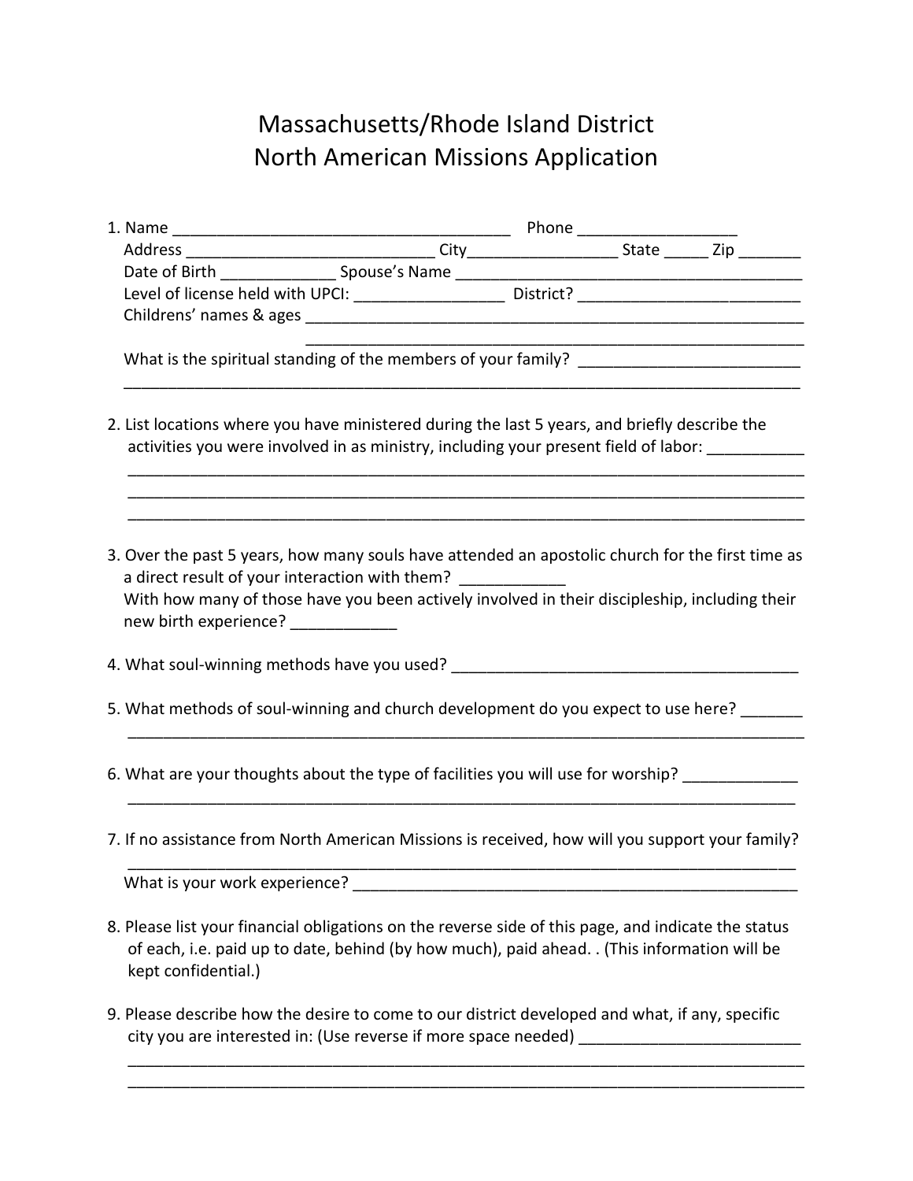# Massachusetts/Rhode Island District
# North American Missions Application

1. Name ______________________________________ Phone _________________
   Address ___________________________ City________________ State _____ Zip _______
   Date of Birth _____________ Spouse's Name _______________________________________
   Level of license held with UPCI: ________________ District? _________________________
   Childrens' names & ages _________________________________________________________
   _________________________________________________________
   What is the spiritual standing of the members of your family? _________________________
   ____________________________________________________________________________

2. List locations where you have ministered during the last 5 years, and briefly describe the activities you were involved in as ministry, including your present field of labor: __________
   ____________________________________________________________________________
   ____________________________________________________________________________
   ____________________________________________________________________________

3. Over the past 5 years, how many souls have attended an apostolic church for the first time as a direct result of your interaction with them? ___________
   With how many of those have you been actively involved in their discipleship, including their new birth experience? ___________

4. What soul-winning methods have you used? ________________________________________

5. What methods of soul-winning and church development do you expect to use here? _______
   ____________________________________________________________________________

6. What are your thoughts about the type of facilities you will use for worship? ____________
   ____________________________________________________________________________

7. If no assistance from North American Missions is received, how will you support your family?
   ____________________________________________________________________________
   What is your work experience? __________________________________________________

8. Please list your financial obligations on the reverse side of this page, and indicate the status of each, i.e. paid up to date, behind (by how much), paid ahead. . (This information will be kept confidential.)

9. Please describe how the desire to come to our district developed and what, if any, specific city you are interested in: (Use reverse if more space needed) ________________________
   ____________________________________________________________________________
   ____________________________________________________________________________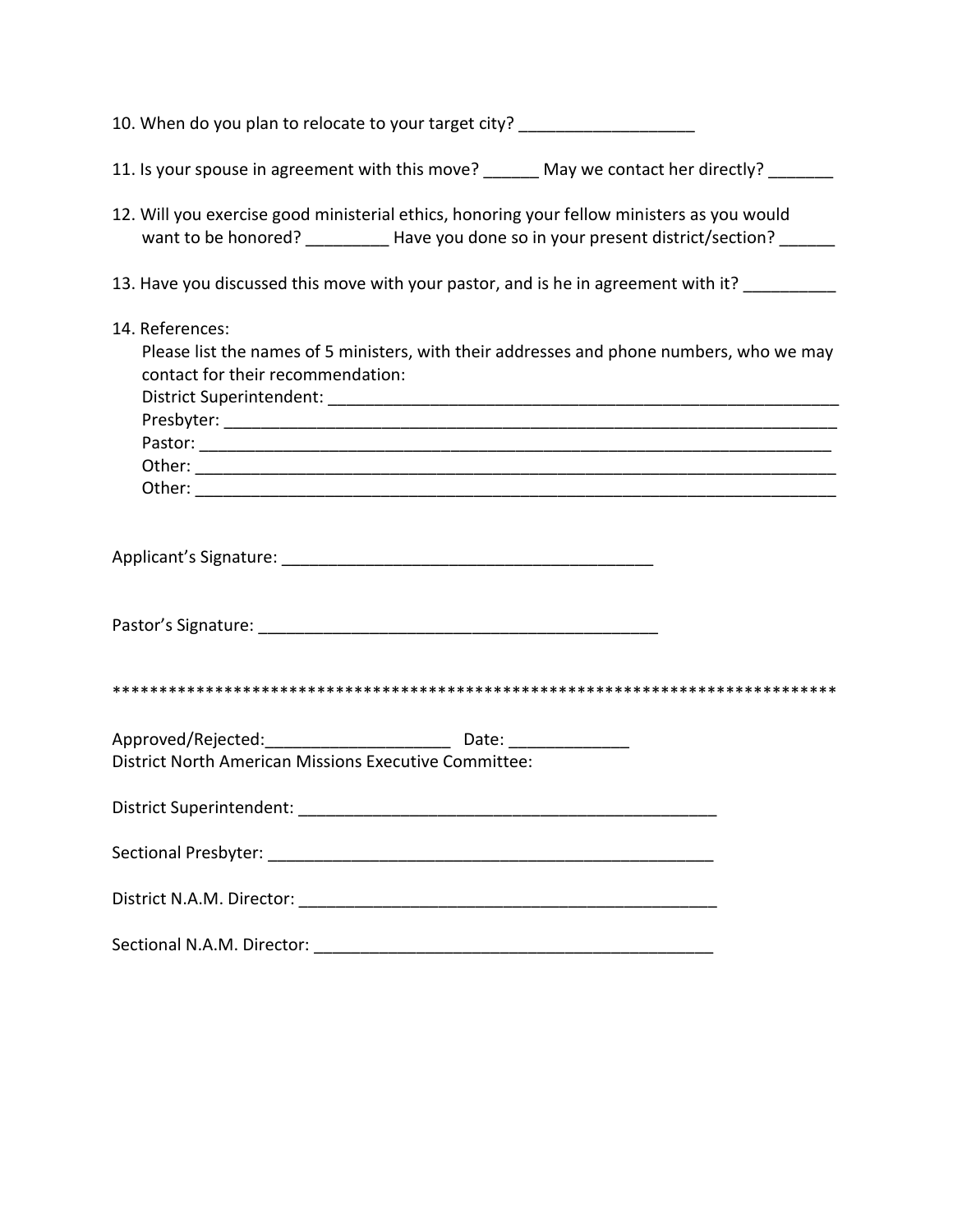10. When do you plan to relocate to your target city? ___________________

11. Is your spouse in agreement with this move? ______ May we contact her directly? _______

12. Will you exercise good ministerial ethics, honoring your fellow ministers as you would want to be honored? _________ Have you done so in your present district/section? ______

13. Have you discussed this move with your pastor, and is he in agreement with it? __________

14. References:
    Please list the names of 5 ministers, with their addresses and phone numbers, who we may contact for their recommendation:
    District Superintendent: ________________________________________________________
    Presbyter: _________________________________________________________________
    Pastor: ___________________________________________________________________
    Other: ___________________________________________________________________
    Other: ___________________________________________________________________

Applicant's Signature: _________________________________________

Pastor's Signature: ____________________________________________

********************************************************************************

Approved/Rejected:____________________ Date: _____________
District North American Missions Executive Committee:

District Superintendent: ______________________________________________

Sectional Presbyter: _________________________________________________

District N.A.M. Director: ______________________________________________

Sectional N.A.M. Director: ____________________________________________